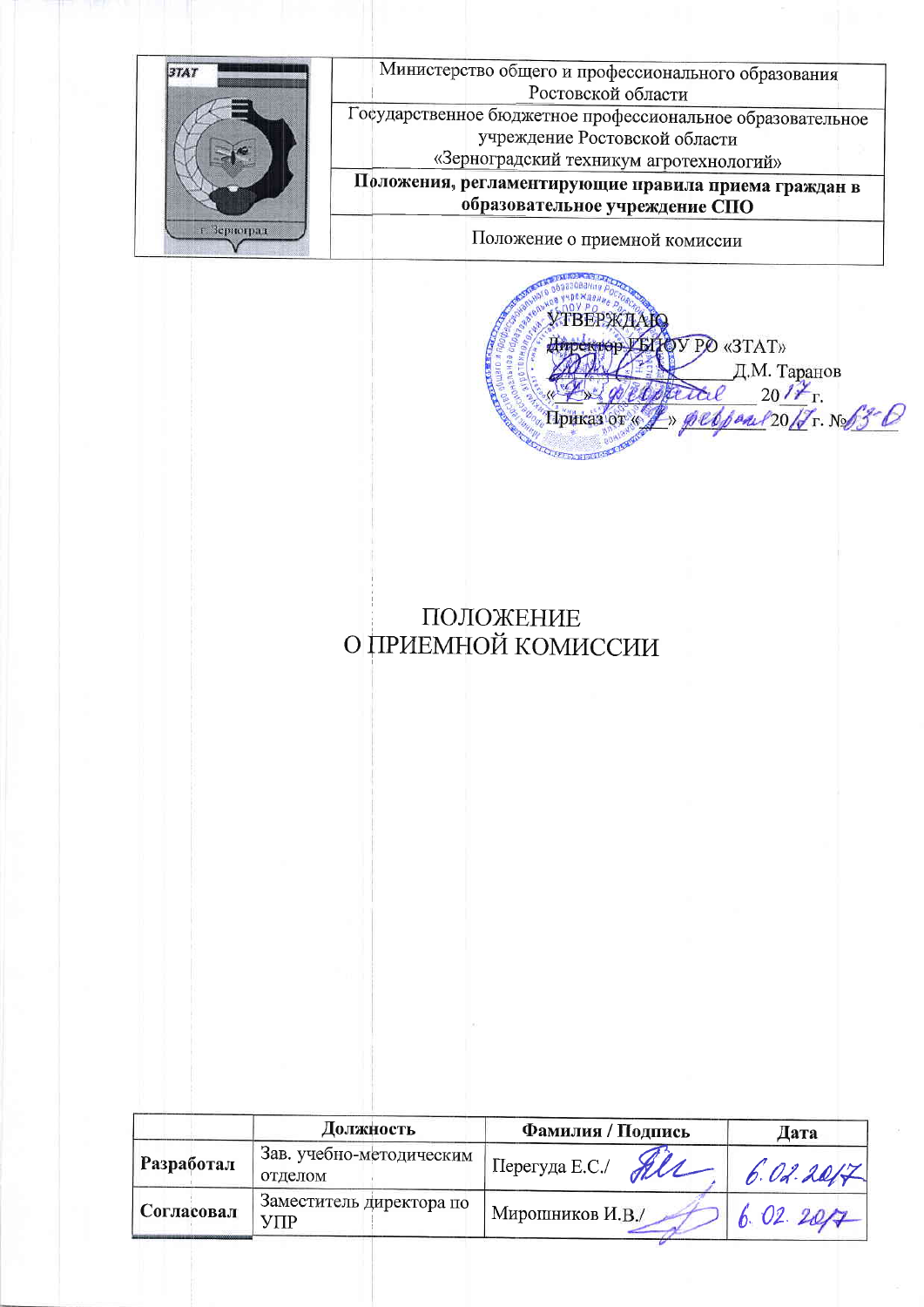| | |
|---|---|
| ЗТАТ г. Зерноград | Министерство общего и профессионального образования Ростовской области |
| | Государственное бюджетное профессиональное образовательное учреждение Ростовской области «Зерноградский техникум агротехнологий» |
| | **Положения, регламентирующие правила приема граждан в образовательное учреждение СПО** |
| | Положение о приемной комиссии |

УТВЕРЖДАЮ
Директор ГБПОУ РО «ЗТАТ»
_____________ Д.М. Таранов
«_7_» февраля 20_17_ г.
Приказ от «_7_» февраля 20_17_ г. №_63-О_

# ПОЛОЖЕНИЕ
# О ПРИЕМНОЙ КОМИССИИ

| | Должность | Фамилия / Подпись | Дата |
|---|---|---|---|
| **Разработал** | Зав. учебно-методическим отделом | Перегуда Е.С./ | 6.02.2017 |
| **Согласовал** | Заместитель директора по УПР | Мирошников И.В./ | 6.02.2017 |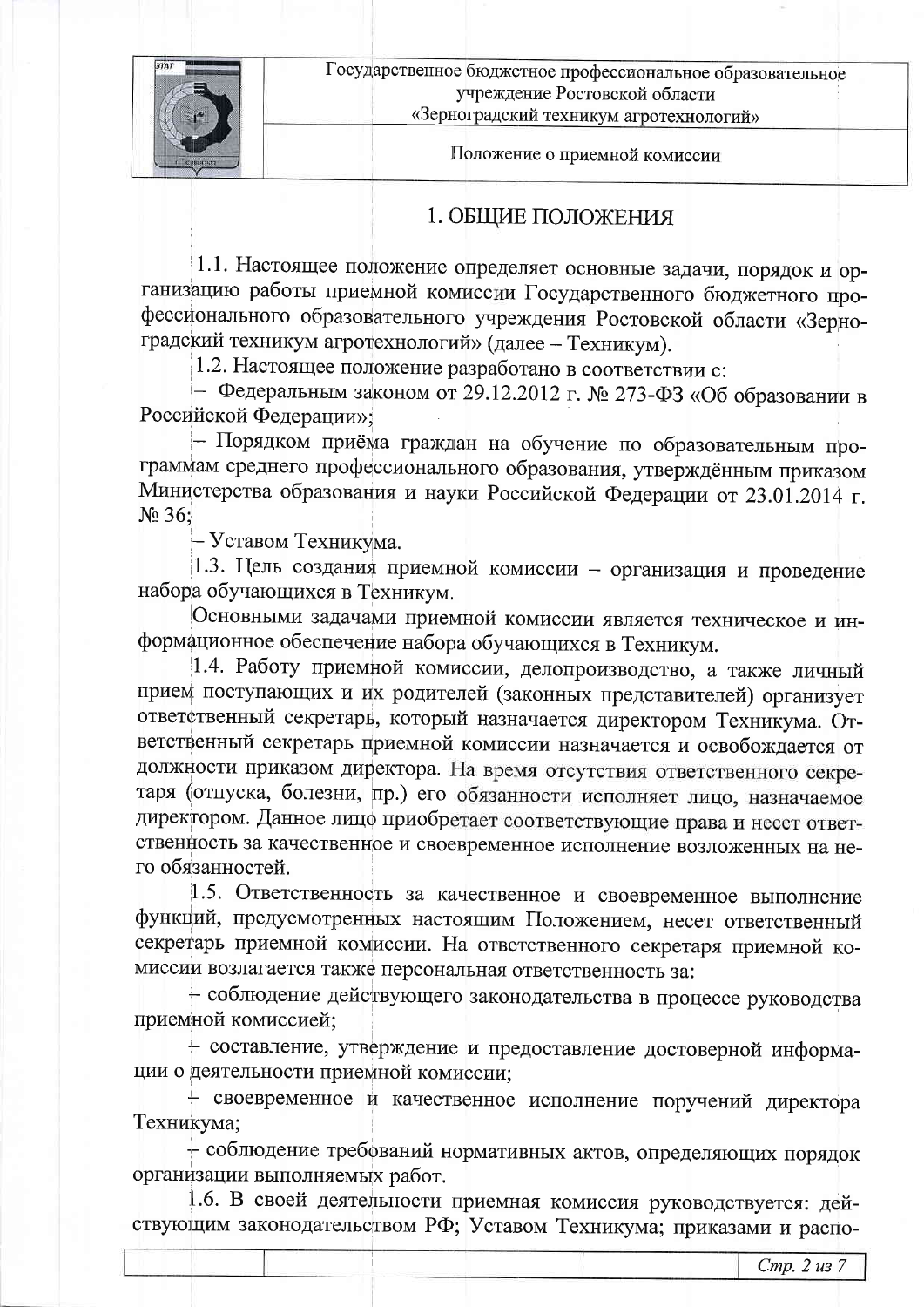# 1. ОБЩИЕ ПОЛОЖЕНИЯ

1.1. Настоящее положение определяет основные задачи, порядок и организацию работы приемной комиссии Государственного бюджетного профессионального образовательного учреждения Ростовской области «Зерноградский техникум агротехнологий» (далее – Техникум).

1.2. Настоящее положение разработано в соответствии с:

– Федеральным законом от 29.12.2012 г. № 273-ФЗ «Об образовании в Российской Федерации»;

– Порядком приёма граждан на обучение по образовательным программам среднего профессионального образования, утверждённым приказом Министерства образования и науки Российской Федерации от 23.01.2014 г. № 36;

– Уставом Техникума.

1.3. Цель создания приемной комиссии – организация и проведение набора обучающихся в Техникум.

Основными задачами приемной комиссии является техническое и информационное обеспечение набора обучающихся в Техникум.

1.4. Работу приемной комиссии, делопроизводство, а также личный прием поступающих и их родителей (законных представителей) организует ответственный секретарь, который назначается директором Техникума. Ответственный секретарь приемной комиссии назначается и освобождается от должности приказом директора. На время отсутствия ответственного секретаря (отпуска, болезни, пр.) его обязанности исполняет лицо, назначаемое директором. Данное лицо приобретает соответствующие права и несет ответственность за качественное и своевременное исполнение возложенных на него обязанностей.

1.5. Ответственность за качественное и своевременное выполнение функций, предусмотренных настоящим Положением, несет ответственный секретарь приемной комиссии. На ответственного секретаря приемной комиссии возлагается также персональная ответственность за:

– соблюдение действующего законодательства в процессе руководства приемной комиссией;

– составление, утверждение и предоставление достоверной информации о деятельности приемной комиссии;

– своевременное и качественное исполнение поручений директора Техникума;

– соблюдение требований нормативных актов, определяющих порядок организации выполняемых работ.

1.6. В своей деятельности приемная комиссия руководствуется: действующим законодательством РФ; Уставом Техникума; приказами и распо-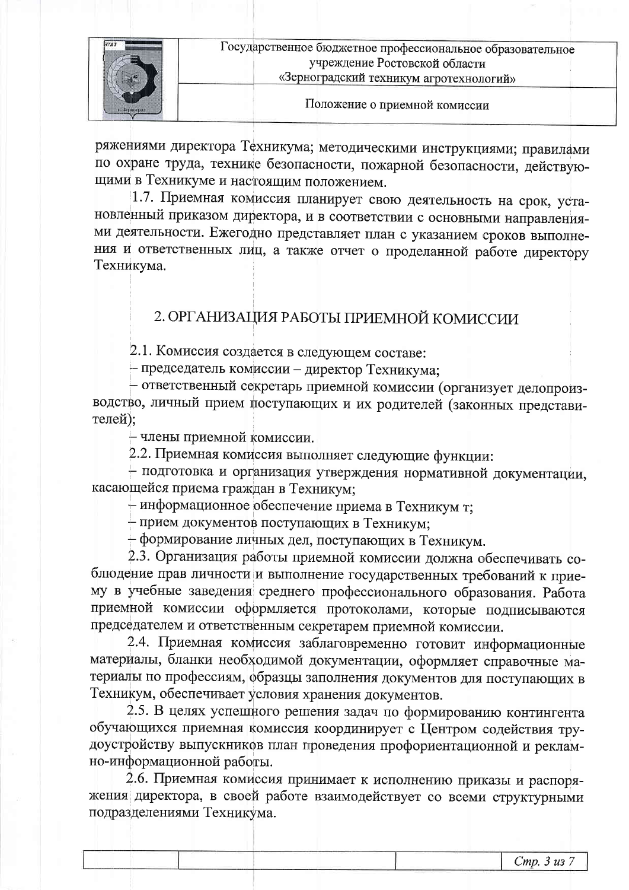ряжениями директора Техникума; методическими инструкциями; правилами по охране труда, технике безопасности, пожарной безопасности, действующими в Техникуме и настоящим положением.

1.7. Приемная комиссия планирует свою деятельность на срок, установленный приказом директора, и в соответствии с основными направлениями деятельности. Ежегодно представляет план с указанием сроков выполнения и ответственных лиц, а также отчет о проделанной работе директору Техникума.

## 2. ОРГАНИЗАЦИЯ РАБОТЫ ПРИЕМНОЙ КОМИССИИ

2.1. Комиссия создается в следующем составе:

– председатель комиссии – директор Техникума;

– ответственный секретарь приемной комиссии (организует делопроизводство, личный прием поступающих и их родителей (законных представителей);

– члены приемной комиссии.

2.2. Приемная комиссия выполняет следующие функции:

– подготовка и организация утверждения нормативной документации, касающейся приема граждан в Техникум;

– информационное обеспечение приема в Техникум т;

– прием документов поступающих в Техникум;

– формирование личных дел, поступающих в Техникум.

2.3. Организация работы приемной комиссии должна обеспечивать соблюдение прав личности и выполнение государственных требований к приему в учебные заведения среднего профессионального образования. Работа приемной комиссии оформляется протоколами, которые подписываются председателем и ответственным секретарем приемной комиссии.

2.4. Приемная комиссия заблаговременно готовит информационные материалы, бланки необходимой документации, оформляет справочные материалы по профессиям, образцы заполнения документов для поступающих в Техникум, обеспечивает условия хранения документов.

2.5. В целях успешного решения задач по формированию контингента обучающихся приемная комиссия координирует с Центром содействия трудоустройству выпускников план проведения профориентационной и рекламно-информационной работы.

2.6. Приемная комиссия принимает к исполнению приказы и распоряжения директора, в своей работе взаимодействует со всеми структурными подразделениями Техникума.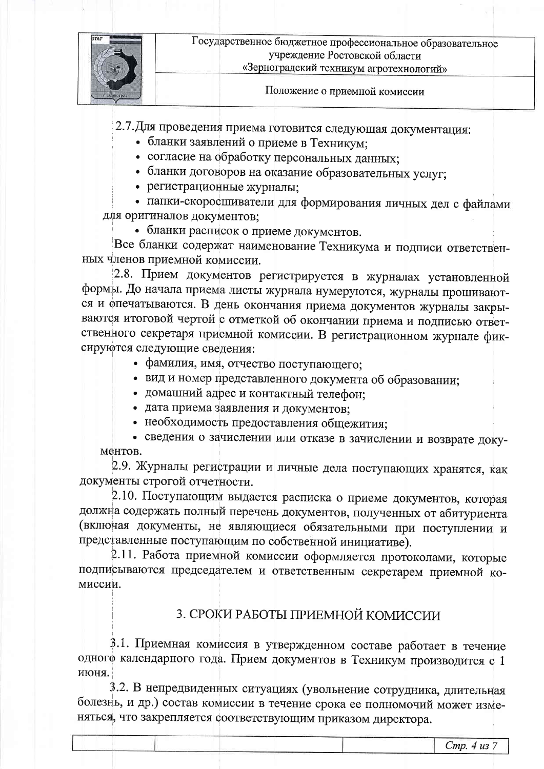2.7.Для проведения приема готовится следующая документация:

- бланки заявлений о приеме в Техникум;
- согласие на обработку персональных данных;
- бланки договоров на оказание образовательных услуг;
- регистрационные журналы;
- папки-скоросшиватели для формирования личных дел с файлами для оригиналов документов;
- бланки расписок о приеме документов.

Все бланки содержат наименование Техникума и подписи ответственных членов приемной комиссии.

2.8. Прием документов регистрируется в журналах установленной формы. До начала приема листы журнала нумеруются, журналы прошиваются и опечатываются. В день окончания приема документов журналы закрываются итоговой чертой с отметкой об окончании приема и подписью ответственного секретаря приемной комиссии. В регистрационном журнале фиксируются следующие сведения:

- фамилия, имя, отчество поступающего;
- вид и номер представленного документа об образовании;
- домашний адрес и контактный телефон;
- дата приема заявления и документов;
- необходимость предоставления общежития;
- сведения о зачислении или отказе в зачислении и возврате документов.

2.9. Журналы регистрации и личные дела поступающих хранятся, как документы строгой отчетности.

2.10. Поступающим выдается расписка о приеме документов, которая должна содержать полный перечень документов, полученных от абитуриента (включая документы, не являющиеся обязательными при поступлении и представленные поступающим по собственной инициативе).

2.11. Работа приемной комиссии оформляется протоколами, которые подписываются председателем и ответственным секретарем приемной комиссии.

## 3. СРОКИ РАБОТЫ ПРИЕМНОЙ КОМИССИИ

3.1. Приемная комиссия в утвержденном составе работает в течение одного календарного года. Прием документов в Техникум производится с 1 июня.

3.2. В непредвиденных ситуациях (увольнение сотрудника, длительная болезнь, и др.) состав комиссии в течение срока ее полномочий может изменяться, что закрепляется соответствующим приказом директора.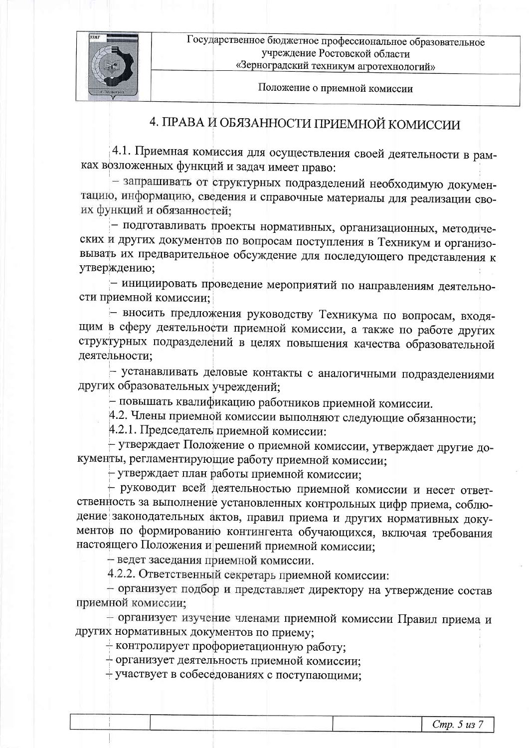# 4. ПРАВА И ОБЯЗАННОСТИ ПРИЕМНОЙ КОМИССИИ

4.1. Приемная комиссия для осуществления своей деятельности в рамках возложенных функций и задач имеет право:

– запрашивать от структурных подразделений необходимую документацию, информацию, сведения и справочные материалы для реализации своих функций и обязанностей;

– подготавливать проекты нормативных, организационных, методических и других документов по вопросам поступления в Техникум и организовывать их предварительное обсуждение для последующего представления к утверждению;

– инициировать проведение мероприятий по направлениям деятельности приемной комиссии;

– вносить предложения руководству Техникума по вопросам, входящим в сферу деятельности приемной комиссии, а также по работе других структурных подразделений в целях повышения качества образовательной деятельности;

– устанавливать деловые контакты с аналогичными подразделениями других образовательных учреждений;

– повышать квалификацию работников приемной комиссии.

4.2. Члены приемной комиссии выполняют следующие обязанности;

4.2.1. Председатель приемной комиссии:

– утверждает Положение о приемной комиссии, утверждает другие документы, регламентирующие работу приемной комиссии;

– утверждает план работы приемной комиссии;

– руководит всей деятельностью приемной комиссии и несет ответственность за выполнение установленных контрольных цифр приема, соблюдение законодательных актов, правил приема и других нормативных документов по формированию контингента обучающихся, включая требования настоящего Положения и решений приемной комиссии;

– ведет заседания приемной комиссии.

4.2.2. Ответственный секретарь приемной комиссии:

– организует подбор и представляет директору на утверждение состав приемной комиссии;

– организует изучение членами приемной комиссии Правил приема и других нормативных документов по приему;

– контролирует профориетационную работу;

– организует деятельность приемной комиссии;

– участвует в собеседованиях с поступающими;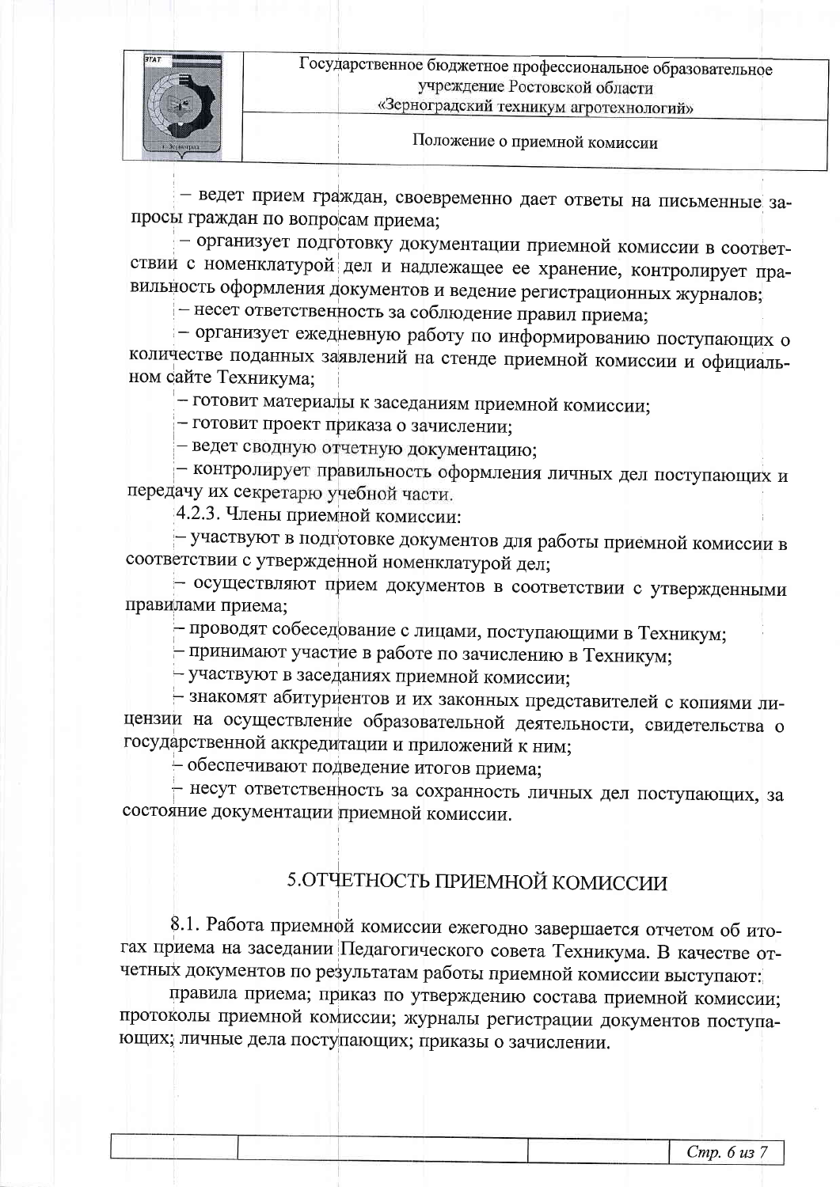– ведет прием граждан, своевременно дает ответы на письменные запросы граждан по вопросам приема;

– организует подготовку документации приемной комиссии в соответствии с номенклатурой дел и надлежащее ее хранение, контролирует правильность оформления документов и ведение регистрационных журналов;

– несет ответственность за соблюдение правил приема;

– организует ежедневную работу по информированию поступающих о количестве поданных заявлений на стенде приемной комиссии и официальном сайте Техникума;

– готовит материалы к заседаниям приемной комиссии;

– готовит проект приказа о зачислении;

– ведет сводную отчетную документацию;

– контролирует правильность оформления личных дел поступающих и передачу их секретарю учебной части.

4.2.3. Члены приемной комиссии:

– участвуют в подготовке документов для работы приемной комиссии в соответствии с утвержденной номенклатурой дел;

– осуществляют прием документов в соответствии с утвержденными правилами приема;

– проводят собеседование с лицами, поступающими в Техникум;

– принимают участие в работе по зачислению в Техникум;

– участвуют в заседаниях приемной комиссии;

– знакомят абитуриентов и их законных представителей с копиями лицензии на осуществление образовательной деятельности, свидетельства о государственной аккредитации и приложений к ним;

– обеспечивают подведение итогов приема;

– несут ответственность за сохранность личных дел поступающих, за состояние документации приемной комиссии.

## 5.ОТЧЕТНОСТЬ ПРИЕМНОЙ КОМИССИИ

8.1. Работа приемной комиссии ежегодно завершается отчетом об итогах приема на заседании Педагогического совета Техникума. В качестве отчетных документов по результатам работы приемной комиссии выступают:

правила приема; приказ по утверждению состава приемной комиссии; протоколы приемной комиссии; журналы регистрации документов поступающих; личные дела поступающих; приказы о зачислении.